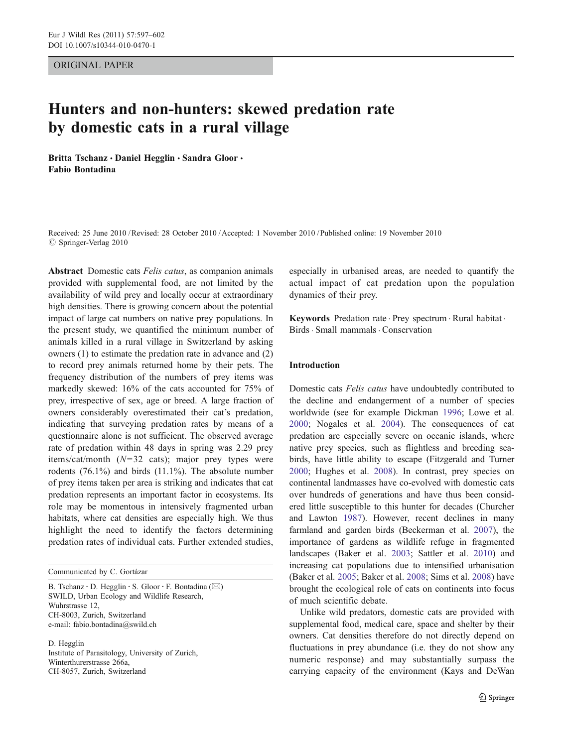ORIGINAL PAPER

# Hunters and non-hunters: skewed predation rate by domestic cats in a rural village

**Britta Tschanz · Daniel Hegglin · Sandra Gloor · Fabio Bontadina**

Received: 25 June 2010 / Revised: 28 October 2010 / Accepted: 1 November 2010 / Published online: 19 November 2010
© Springer-Verlag 2010

**Abstract** Domestic cats *Felis catus*, as companion animals provided with supplemental food, are not limited by the availability of wild prey and locally occur at extraordinary high densities. There is growing concern about the potential impact of large cat numbers on native prey populations. In the present study, we quantified the minimum number of animals killed in a rural village in Switzerland by asking owners (1) to estimate the predation rate in advance and (2) to record prey animals returned home by their pets. The frequency distribution of the numbers of prey items was markedly skewed: 16% of the cats accounted for 75% of prey, irrespective of sex, age or breed. A large fraction of owners considerably overestimated their cat's predation, indicating that surveying predation rates by means of a questionnaire alone is not sufficient. The observed average rate of predation within 48 days in spring was 2.29 prey items/cat/month ($N=32$ cats); major prey types were rodents (76.1%) and birds (11.1%). The absolute number of prey items taken per area is striking and indicates that cat predation represents an important factor in ecosystems. Its role may be momentous in intensively fragmented urban habitats, where cat densities are especially high. We thus highlight the need to identify the factors determining predation rates of individual cats. Further extended studies, especially in urbanised areas, are needed to quantify the actual impact of cat predation upon the population dynamics of their prey.

**Keywords** Predation rate · Prey spectrum · Rural habitat · Birds · Small mammals · Conservation

Communicated by C. Gortázar

B. Tschanz · D. Hegglin · S. Gloor · F. Bontadina (✉)
SWILD, Urban Ecology and Wildlife Research,
Wuhrstrasse 12,
CH-8003, Zurich, Switzerland
e-mail: fabio.bontadina@swild.ch

D. Hegglin
Institute of Parasitology, University of Zurich,
Winterthurerstrasse 266a,
CH-8057, Zurich, Switzerland

## Introduction

Domestic cats *Felis catus* have undoubtedly contributed to the decline and endangerment of a number of species worldwide (see for example Dickman 1996; Lowe et al. 2000; Nogales et al. 2004). The consequences of cat predation are especially severe on oceanic islands, where native prey species, such as flightless and breeding seabirds, have little ability to escape (Fitzgerald and Turner 2000; Hughes et al. 2008). In contrast, prey species on continental landmasses have co-evolved with domestic cats over hundreds of generations and have thus been considered little susceptible to this hunter for decades (Churcher and Lawton 1987). However, recent declines in many farmland and garden birds (Beckerman et al. 2007), the importance of gardens as wildlife refuge in fragmented landscapes (Baker et al. 2003; Sattler et al. 2010) and increasing cat populations due to intensified urbanisation (Baker et al. 2005; Baker et al. 2008; Sims et al. 2008) have brought the ecological role of cats on continents into focus of much scientific debate.

Unlike wild predators, domestic cats are provided with supplemental food, medical care, space and shelter by their owners. Cat densities therefore do not directly depend on fluctuations in prey abundance (i.e. they do not show any numeric response) and may substantially surpass the carrying capacity of the environment (Kays and DeWan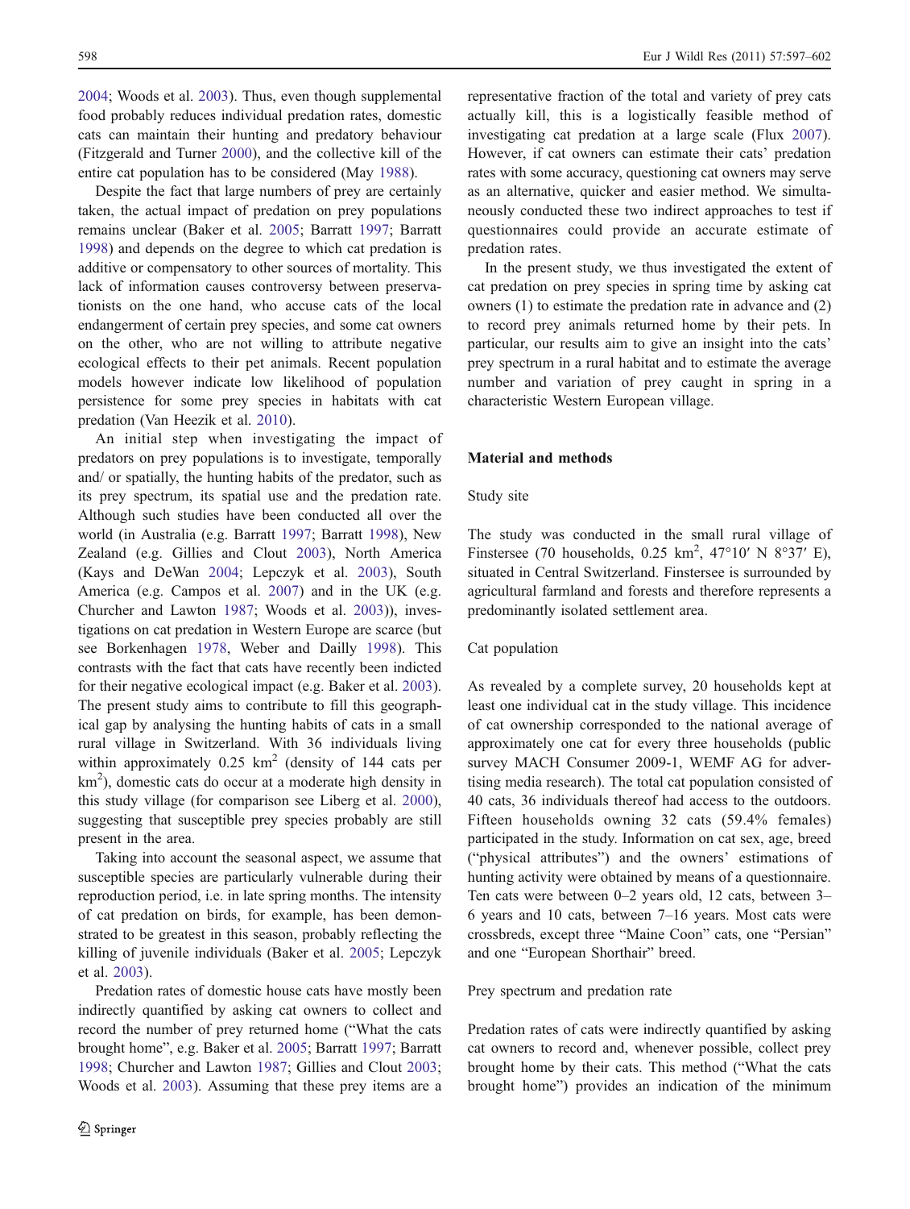2004; Woods et al. 2003). Thus, even though supplemental food probably reduces individual predation rates, domestic cats can maintain their hunting and predatory behaviour (Fitzgerald and Turner 2000), and the collective kill of the entire cat population has to be considered (May 1988).

Despite the fact that large numbers of prey are certainly taken, the actual impact of predation on prey populations remains unclear (Baker et al. 2005; Barratt 1997; Barratt 1998) and depends on the degree to which cat predation is additive or compensatory to other sources of mortality. This lack of information causes controversy between preservationists on the one hand, who accuse cats of the local endangerment of certain prey species, and some cat owners on the other, who are not willing to attribute negative ecological effects to their pet animals. Recent population models however indicate low likelihood of population persistence for some prey species in habitats with cat predation (Van Heezik et al. 2010).

An initial step when investigating the impact of predators on prey populations is to investigate, temporally and/ or spatially, the hunting habits of the predator, such as its prey spectrum, its spatial use and the predation rate. Although such studies have been conducted all over the world (in Australia (e.g. Barratt 1997; Barratt 1998), New Zealand (e.g. Gillies and Clout 2003), North America (Kays and DeWan 2004; Lepczyk et al. 2003), South America (e.g. Campos et al. 2007) and in the UK (e.g. Churcher and Lawton 1987; Woods et al. 2003)), investigations on cat predation in Western Europe are scarce (but see Borkenhagen 1978, Weber and Dailly 1998). This contrasts with the fact that cats have recently been indicted for their negative ecological impact (e.g. Baker et al. 2003). The present study aims to contribute to fill this geographical gap by analysing the hunting habits of cats in a small rural village in Switzerland. With 36 individuals living within approximately 0.25 km$^2$ (density of 144 cats per km$^2$), domestic cats do occur at a moderate high density in this study village (for comparison see Liberg et al. 2000), suggesting that susceptible prey species probably are still present in the area.

Taking into account the seasonal aspect, we assume that susceptible species are particularly vulnerable during their reproduction period, i.e. in late spring months. The intensity of cat predation on birds, for example, has been demonstrated to be greatest in this season, probably reflecting the killing of juvenile individuals (Baker et al. 2005; Lepczyk et al. 2003).

Predation rates of domestic house cats have mostly been indirectly quantified by asking cat owners to collect and record the number of prey returned home ("What the cats brought home", e.g. Baker et al. 2005; Barratt 1997; Barratt 1998; Churcher and Lawton 1987; Gillies and Clout 2003; Woods et al. 2003). Assuming that these prey items are a representative fraction of the total and variety of prey cats actually kill, this is a logistically feasible method of investigating cat predation at a large scale (Flux 2007). However, if cat owners can estimate their cats' predation rates with some accuracy, questioning cat owners may serve as an alternative, quicker and easier method. We simultaneously conducted these two indirect approaches to test if questionnaires could provide an accurate estimate of predation rates.

In the present study, we thus investigated the extent of cat predation on prey species in spring time by asking cat owners (1) to estimate the predation rate in advance and (2) to record prey animals returned home by their pets. In particular, our results aim to give an insight into the cats' prey spectrum in a rural habitat and to estimate the average number and variation of prey caught in spring in a characteristic Western European village.

## Material and methods

### Study site

The study was conducted in the small rural village of Finstersee (70 households, 0.25 km$^2$, 47°10′ N 8°37′ E), situated in Central Switzerland. Finstersee is surrounded by agricultural farmland and forests and therefore represents a predominantly isolated settlement area.

### Cat population

As revealed by a complete survey, 20 households kept at least one individual cat in the study village. This incidence of cat ownership corresponded to the national average of approximately one cat for every three households (public survey MACH Consumer 2009-1, WEMF AG for advertising media research). The total cat population consisted of 40 cats, 36 individuals thereof had access to the outdoors. Fifteen households owning 32 cats (59.4% females) participated in the study. Information on cat sex, age, breed ("physical attributes") and the owners' estimations of hunting activity were obtained by means of a questionnaire. Ten cats were between 0–2 years old, 12 cats, between 3–6 years and 10 cats, between 7–16 years. Most cats were crossbreds, except three "Maine Coon" cats, one "Persian" and one "European Shorthair" breed.

### Prey spectrum and predation rate

Predation rates of cats were indirectly quantified by asking cat owners to record and, whenever possible, collect prey brought home by their cats. This method ("What the cats brought home") provides an indication of the minimum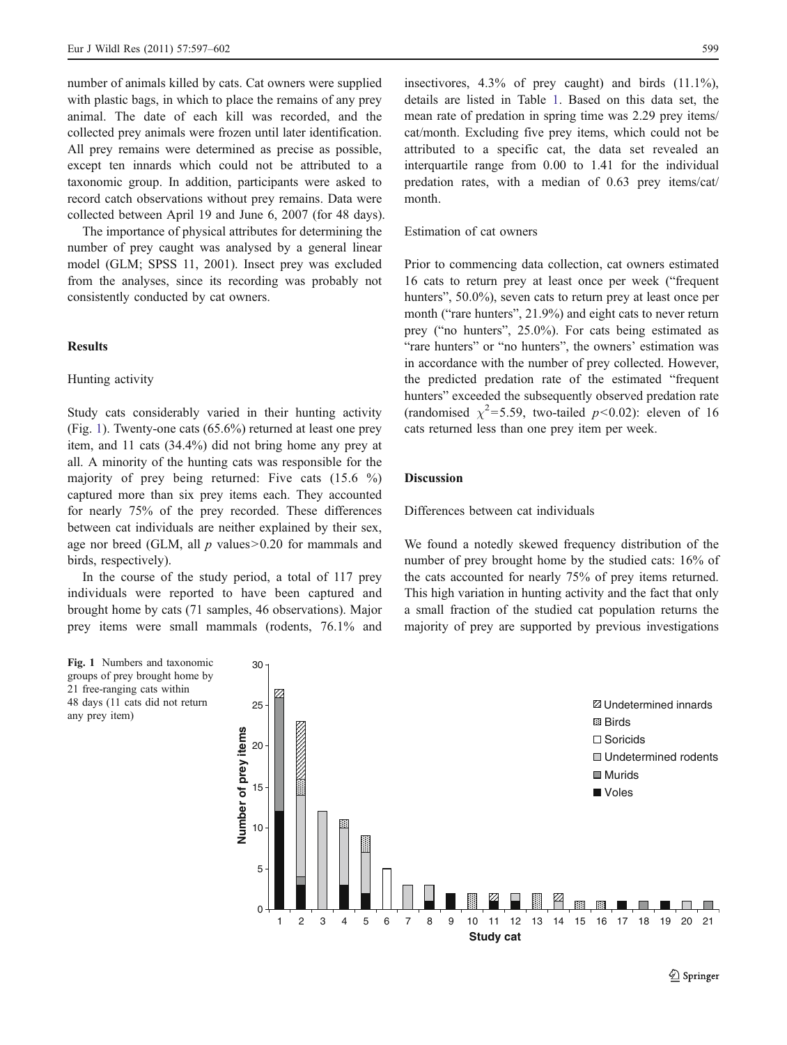number of animals killed by cats. Cat owners were supplied with plastic bags, in which to place the remains of any prey animal. The date of each kill was recorded, and the collected prey animals were frozen until later identification. All prey remains were determined as precise as possible, except ten innards which could not be attributed to a taxonomic group. In addition, participants were asked to record catch observations without prey remains. Data were collected between April 19 and June 6, 2007 (for 48 days).

The importance of physical attributes for determining the number of prey caught was analysed by a general linear model (GLM; SPSS 11, 2001). Insect prey was excluded from the analyses, since its recording was probably not consistently conducted by cat owners.

## Results

### Hunting activity

Study cats considerably varied in their hunting activity (Fig. 1). Twenty-one cats (65.6%) returned at least one prey item, and 11 cats (34.4%) did not bring home any prey at all. A minority of the hunting cats was responsible for the majority of prey being returned: Five cats (15.6 %) captured more than six prey items each. They accounted for nearly 75% of the prey recorded. These differences between cat individuals are neither explained by their sex, age nor breed (GLM, all *p* values>0.20 for mammals and birds, respectively).

In the course of the study period, a total of 117 prey individuals were reported to have been captured and brought home by cats (71 samples, 46 observations). Major prey items were small mammals (rodents, 76.1% and insectivores, 4.3% of prey caught) and birds (11.1%), details are listed in Table 1. Based on this data set, the mean rate of predation in spring time was 2.29 prey items/cat/month. Excluding five prey items, which could not be attributed to a specific cat, the data set revealed an interquartile range from 0.00 to 1.41 for the individual predation rates, with a median of 0.63 prey items/cat/month.

### Estimation of cat owners

Prior to commencing data collection, cat owners estimated 16 cats to return prey at least once per week ("frequent hunters", 50.0%), seven cats to return prey at least once per month ("rare hunters", 21.9%) and eight cats to never return prey ("no hunters", 25.0%). For cats being estimated as "rare hunters" or "no hunters", the owners' estimation was in accordance with the number of prey collected. However, the predicted predation rate of the estimated "frequent hunters" exceeded the subsequently observed predation rate (randomised $\chi^2$=5.59, two-tailed $p$<0.02): eleven of 16 cats returned less than one prey item per week.

## Discussion

### Differences between cat individuals

We found a notedly skewed frequency distribution of the number of prey brought home by the studied cats: 16% of the cats accounted for nearly 75% of prey items returned. This high variation in hunting activity and the fact that only a small fraction of the studied cat population returns the majority of prey are supported by previous investigations

**Fig. 1** Numbers and taxonomic groups of prey brought home by 21 free-ranging cats within 48 days (11 cats did not return any prey item)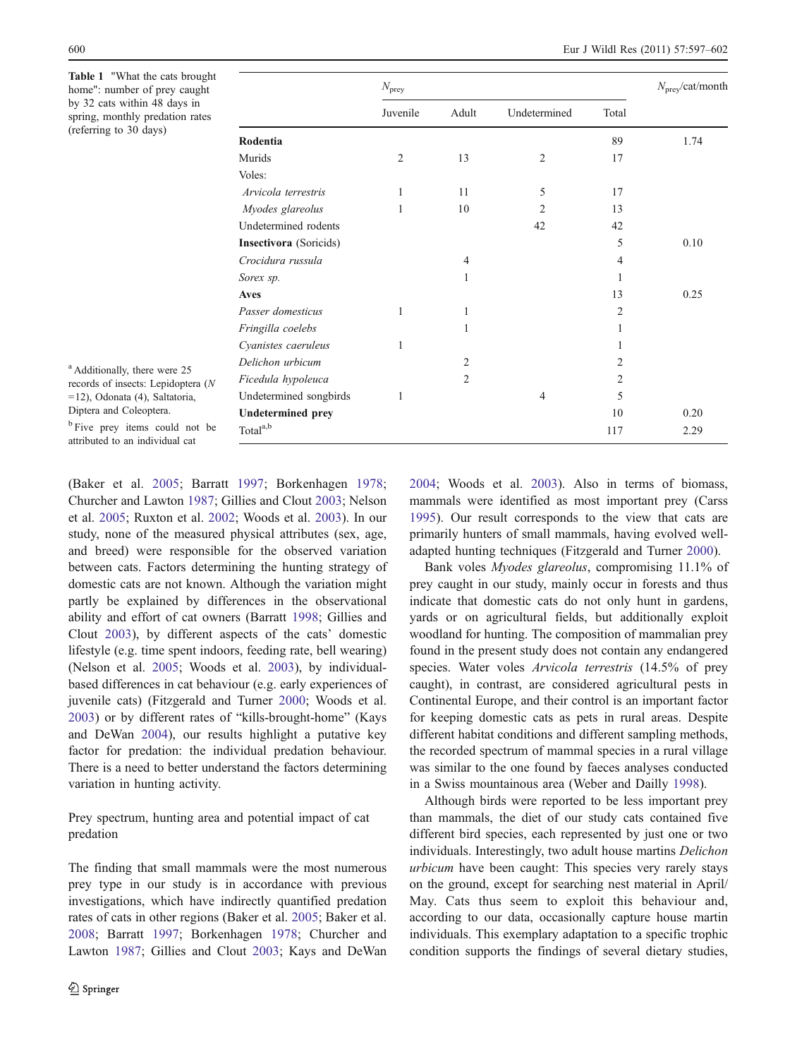**Table 1** "What the cats brought home": number of prey caught by 32 cats within 48 days in spring, monthly predation rates (referring to 30 days)

| | $N_{prey}$ | | | | $N_{prey}$/cat/month |
|---|---|---|---|---|---|
| | Juvenile | Adult | Undetermined | Total | |
| **Rodentia** | | | | 89 | 1.74 |
| Murids | 2 | 13 | 2 | 17 | |
| Voles: | | | | | |
| *Arvicola terrestris* | 1 | 11 | 5 | 17 | |
| *Myodes glareolus* | 1 | 10 | 2 | 13 | |
| Undetermined rodents | | | 42 | 42 | |
| **Insectivora** (Soricids) | | | | 5 | 0.10 |
| *Crocidura russula* | | 4 | | 4 | |
| *Sorex sp.* | | 1 | | 1 | |
| **Aves** | | | | 13 | 0.25 |
| *Passer domesticus* | 1 | 1 | | 2 | |
| *Fringilla coelebs* | | 1 | | 1 | |
| *Cyanistes caeruleus* | 1 | | | 1 | |
| *Delichon urbicum* | | 2 | | 2 | |
| *Ficedula hypoleuca* | | 2 | | 2 | |
| Undetermined songbirds | 1 | | 4 | 5 | |
| **Undetermined prey** | | | | 10 | 0.20 |
| Total[a,b] | | | | 117 | 2.29 |

[a] Additionally, there were 25 records of insects: Lepidoptera (N =12), Odonata (4), Saltatoria, Diptera and Coleoptera.

[b] Five prey items could not be attributed to an individual cat

(Baker et al. 2005; Barratt 1997; Borkenhagen 1978; Churcher and Lawton 1987; Gillies and Clout 2003; Nelson et al. 2005; Ruxton et al. 2002; Woods et al. 2003). In our study, none of the measured physical attributes (sex, age, and breed) were responsible for the observed variation between cats. Factors determining the hunting strategy of domestic cats are not known. Although the variation might partly be explained by differences in the observational ability and effort of cat owners (Barratt 1998; Gillies and Clout 2003), by different aspects of the cats' domestic lifestyle (e.g. time spent indoors, feeding rate, bell wearing) (Nelson et al. 2005; Woods et al. 2003), by individual-based differences in cat behaviour (e.g. early experiences of juvenile cats) (Fitzgerald and Turner 2000; Woods et al. 2003) or by different rates of "kills-brought-home" (Kays and DeWan 2004), our results highlight a putative key factor for predation: the individual predation behaviour. There is a need to better understand the factors determining variation in hunting activity.

### Prey spectrum, hunting area and potential impact of cat predation

The finding that small mammals were the most numerous prey type in our study is in accordance with previous investigations, which have indirectly quantified predation rates of cats in other regions (Baker et al. 2005; Baker et al. 2008; Barratt 1997; Borkenhagen 1978; Churcher and Lawton 1987; Gillies and Clout 2003; Kays and DeWan 2004; Woods et al. 2003). Also in terms of biomass, mammals were identified as most important prey (Carss 1995). Our result corresponds to the view that cats are primarily hunters of small mammals, having evolved well-adapted hunting techniques (Fitzgerald and Turner 2000).

Bank voles *Myodes glareolus*, compromising 11.1% of prey caught in our study, mainly occur in forests and thus indicate that domestic cats do not only hunt in gardens, yards or on agricultural fields, but additionally exploit woodland for hunting. The composition of mammalian prey found in the present study does not contain any endangered species. Water voles *Arvicola terrestris* (14.5% of prey caught), in contrast, are considered agricultural pests in Continental Europe, and their control is an important factor for keeping domestic cats as pets in rural areas. Despite different habitat conditions and different sampling methods, the recorded spectrum of mammal species in a rural village was similar to the one found by faeces analyses conducted in a Swiss mountainous area (Weber and Dailly 1998).

Although birds were reported to be less important prey than mammals, the diet of our study cats contained five different bird species, each represented by just one or two individuals. Interestingly, two adult house martins *Delichon urbicum* have been caught: This species very rarely stays on the ground, except for searching nest material in April/May. Cats thus seem to exploit this behaviour and, according to our data, occasionally capture house martin individuals. This exemplary adaptation to a specific trophic condition supports the findings of several dietary studies,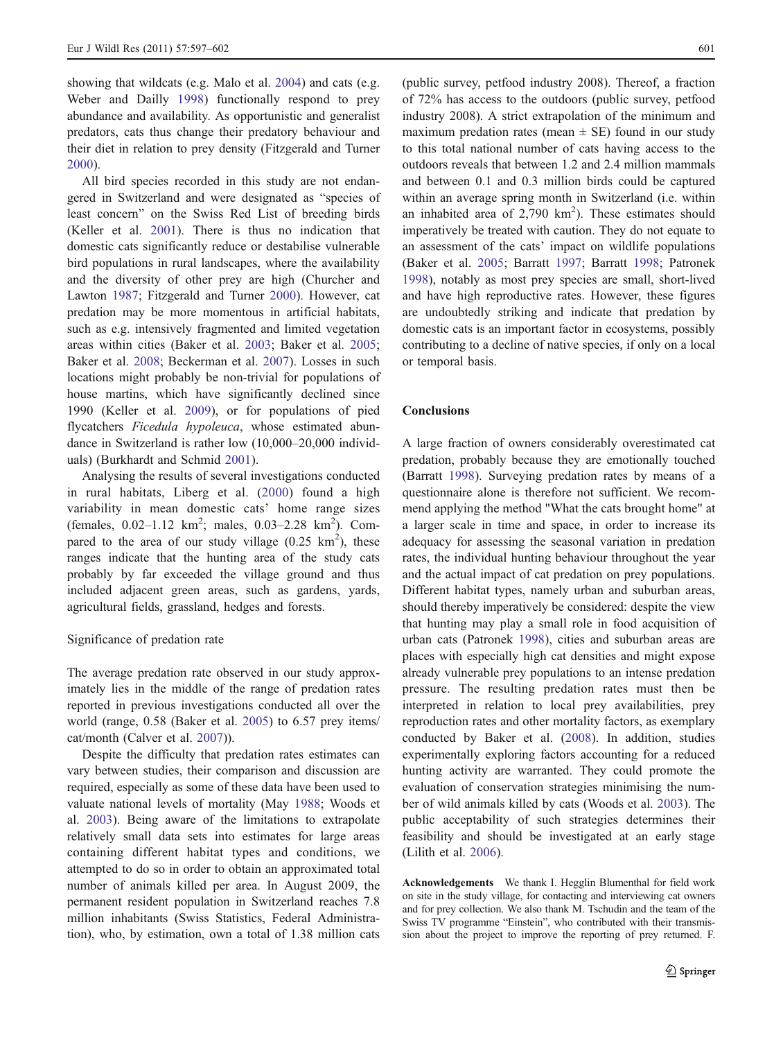showing that wildcats (e.g. Malo et al. 2004) and cats (e.g. Weber and Dailly 1998) functionally respond to prey abundance and availability. As opportunistic and generalist predators, cats thus change their predatory behaviour and their diet in relation to prey density (Fitzgerald and Turner 2000).

All bird species recorded in this study are not endangered in Switzerland and were designated as "species of least concern" on the Swiss Red List of breeding birds (Keller et al. 2001). There is thus no indication that domestic cats significantly reduce or destabilise vulnerable bird populations in rural landscapes, where the availability and the diversity of other prey are high (Churcher and Lawton 1987; Fitzgerald and Turner 2000). However, cat predation may be more momentous in artificial habitats, such as e.g. intensively fragmented and limited vegetation areas within cities (Baker et al. 2003; Baker et al. 2005; Baker et al. 2008; Beckerman et al. 2007). Losses in such locations might probably be non-trivial for populations of house martins, which have significantly declined since 1990 (Keller et al. 2009), or for populations of pied flycatchers *Ficedula hypoleuca*, whose estimated abundance in Switzerland is rather low (10,000–20,000 individuals) (Burkhardt and Schmid 2001).

Analysing the results of several investigations conducted in rural habitats, Liberg et al. (2000) found a high variability in mean domestic cats' home range sizes (females, 0.02–1.12 $km^2$; males, 0.03–2.28 $km^2$). Compared to the area of our study village (0.25 $km^2$), these ranges indicate that the hunting area of the study cats probably by far exceeded the village ground and thus included adjacent green areas, such as gardens, yards, agricultural fields, grassland, hedges and forests.

### Significance of predation rate

The average predation rate observed in our study approximately lies in the middle of the range of predation rates reported in previous investigations conducted all over the world (range, 0.58 (Baker et al. 2005) to 6.57 prey items/cat/month (Calver et al. 2007)).

Despite the difficulty that predation rates estimates can vary between studies, their comparison and discussion are required, especially as some of these data have been used to valuate national levels of mortality (May 1988; Woods et al. 2003). Being aware of the limitations to extrapolate relatively small data sets into estimates for large areas containing different habitat types and conditions, we attempted to do so in order to obtain an approximated total number of animals killed per area. In August 2009, the permanent resident population in Switzerland reaches 7.8 million inhabitants (Swiss Statistics, Federal Administration), who, by estimation, own a total of 1.38 million cats (public survey, petfood industry 2008). Thereof, a fraction of 72% has access to the outdoors (public survey, petfood industry 2008). A strict extrapolation of the minimum and maximum predation rates (mean ± SE) found in our study to this total national number of cats having access to the outdoors reveals that between 1.2 and 2.4 million mammals and between 0.1 and 0.3 million birds could be captured within an average spring month in Switzerland (i.e. within an inhabited area of 2,790 $km^2$). These estimates should imperatively be treated with caution. They do not equate to an assessment of the cats' impact on wildlife populations (Baker et al. 2005; Barratt 1997; Barratt 1998; Patronek 1998), notably as most prey species are small, short-lived and have high reproductive rates. However, these figures are undoubtedly striking and indicate that predation by domestic cats is an important factor in ecosystems, possibly contributing to a decline of native species, if only on a local or temporal basis.

## Conclusions

A large fraction of owners considerably overestimated cat predation, probably because they are emotionally touched (Barratt 1998). Surveying predation rates by means of a questionnaire alone is therefore not sufficient. We recommend applying the method "What the cats brought home" at a larger scale in time and space, in order to increase its adequacy for assessing the seasonal variation in predation rates, the individual hunting behaviour throughout the year and the actual impact of cat predation on prey populations. Different habitat types, namely urban and suburban areas, should thereby imperatively be considered: despite the view that hunting may play a small role in food acquisition of urban cats (Patronek 1998), cities and suburban areas are places with especially high cat densities and might expose already vulnerable prey populations to an intense predation pressure. The resulting predation rates must then be interpreted in relation to local prey availabilities, prey reproduction rates and other mortality factors, as exemplary conducted by Baker et al. (2008). In addition, studies experimentally exploring factors accounting for a reduced hunting activity are warranted. They could promote the evaluation of conservation strategies minimising the number of wild animals killed by cats (Woods et al. 2003). The public acceptability of such strategies determines their feasibility and should be investigated at an early stage (Lilith et al. 2006).

**Acknowledgements** We thank I. Hegglin Blumenthal for field work on site in the study village, for contacting and interviewing cat owners and for prey collection. We also thank M. Tschudin and the team of the Swiss TV programme "Einstein", who contributed with their transmission about the project to improve the reporting of prey returned. F.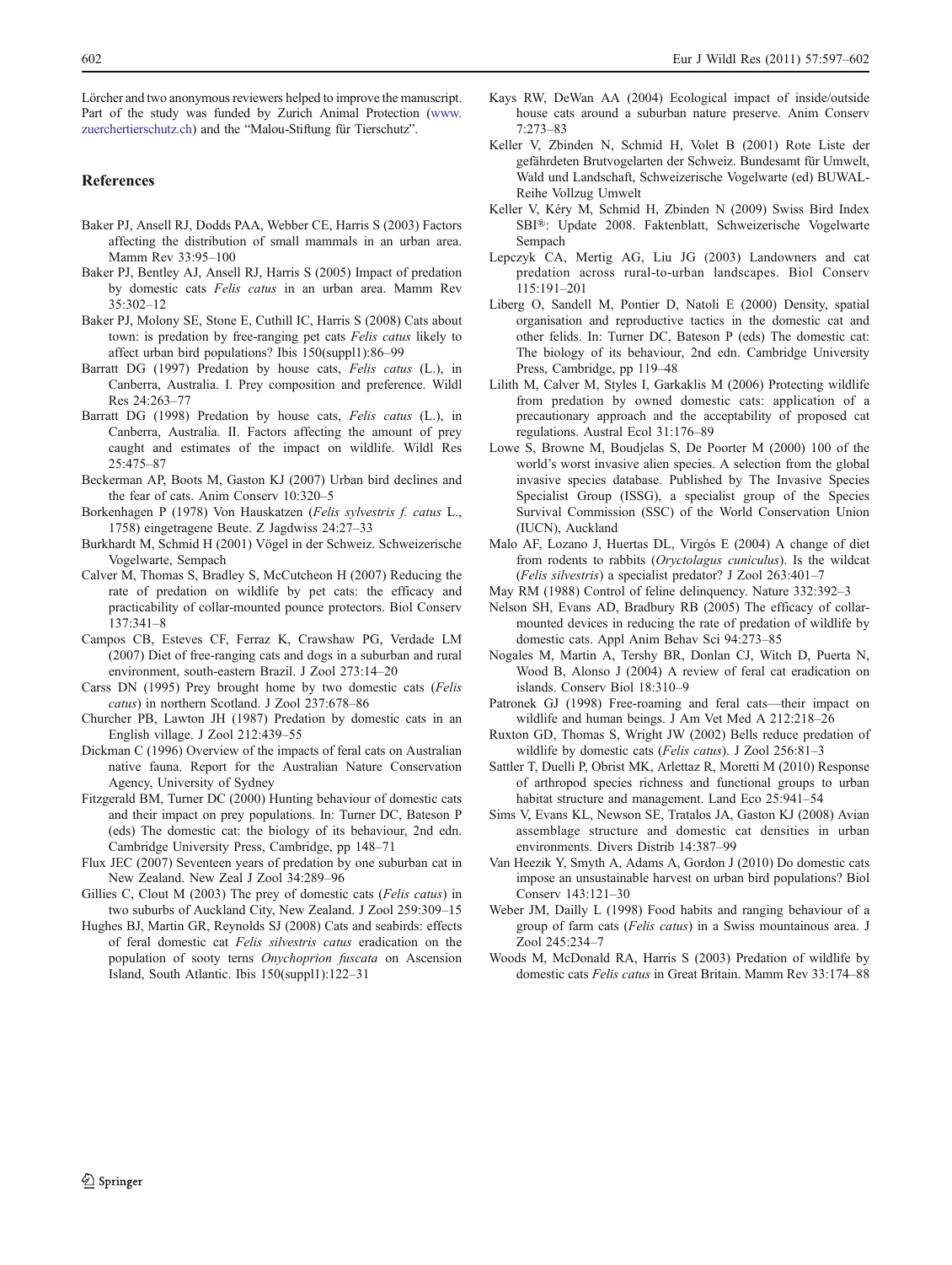Lörcher and two anonymous reviewers helped to improve the manuscript. Part of the study was funded by Zurich Animal Protection (www.zuerchertierschutz.ch) and the "Malou-Stiftung für Tierschutz".

## References

Baker PJ, Ansell RJ, Dodds PAA, Webber CE, Harris S (2003) Factors affecting the distribution of small mammals in an urban area. Mamm Rev 33:95–100

Baker PJ, Bentley AJ, Ansell RJ, Harris S (2005) Impact of predation by domestic cats *Felis catus* in an urban area. Mamm Rev 35:302–12

Baker PJ, Molony SE, Stone E, Cuthill IC, Harris S (2008) Cats about town: is predation by free-ranging pet cats *Felis catus* likely to affect urban bird populations? Ibis 150(suppl1):86–99

Barratt DG (1997) Predation by house cats, *Felis catus* (L.), in Canberra, Australia. I. Prey composition and preference. Wildl Res 24:263–77

Barratt DG (1998) Predation by house cats, *Felis catus* (L.), in Canberra, Australia. II. Factors affecting the amount of prey caught and estimates of the impact on wildlife. Wildl Res 25:475–87

Beckerman AP, Boots M, Gaston KJ (2007) Urban bird declines and the fear of cats. Anim Conserv 10:320–5

Borkenhagen P (1978) Von Hauskatzen (*Felis sylvestris f. catus* L., 1758) eingetragene Beute. Z Jagdwiss 24:27–33

Burkhardt M, Schmid H (2001) Vögel in der Schweiz. Schweizerische Vogelwarte, Sempach

Calver M, Thomas S, Bradley S, McCutcheon H (2007) Reducing the rate of predation on wildlife by pet cats: the efficacy and practicability of collar-mounted pounce protectors. Biol Conserv 137:341–8

Campos CB, Esteves CF, Ferraz K, Crawshaw PG, Verdade LM (2007) Diet of free-ranging cats and dogs in a suburban and rural environment, south-eastern Brazil. J Zool 273:14–20

Carss DN (1995) Prey brought home by two domestic cats (*Felis catus*) in northern Scotland. J Zool 237:678–86

Churcher PB, Lawton JH (1987) Predation by domestic cats in an English village. J Zool 212:439–55

Dickman C (1996) Overview of the impacts of feral cats on Australian native fauna. Report for the Australian Nature Conservation Agency, University of Sydney

Fitzgerald BM, Turner DC (2000) Hunting behaviour of domestic cats and their impact on prey populations. In: Turner DC, Bateson P (eds) The domestic cat: the biology of its behaviour, 2nd edn. Cambridge University Press, Cambridge, pp 148–71

Flux JEC (2007) Seventeen years of predation by one suburban cat in New Zealand. New Zeal J Zool 34:289–96

Gillies C, Clout M (2003) The prey of domestic cats (*Felis catus*) in two suburbs of Auckland City, New Zealand. J Zool 259:309–15

Hughes BJ, Martin GR, Reynolds SJ (2008) Cats and seabirds: effects of feral domestic cat *Felis silvestris catus* eradication on the population of sooty terns *Onychoprion fuscata* on Ascension Island, South Atlantic. Ibis 150(suppl1):122–31

Kays RW, DeWan AA (2004) Ecological impact of inside/outside house cats around a suburban nature preserve. Anim Conserv 7:273–83

Keller V, Zbinden N, Schmid H, Volet B (2001) Rote Liste der gefährdeten Brutvogelarten der Schweiz. Bundesamt für Umwelt, Wald und Landschaft, Schweizerische Vogelwarte (ed) BUWAL-Reihe Vollzug Umwelt

Keller V, Kéry M, Schmid H, Zbinden N (2009) Swiss Bird Index SBI®: Update 2008. Faktenblatt, Schweizerische Vogelwarte Sempach

Lepczyk CA, Mertig AG, Liu JG (2003) Landowners and cat predation across rural-to-urban landscapes. Biol Conserv 115:191–201

Liberg O, Sandell M, Pontier D, Natoli E (2000) Density, spatial organisation and reproductive tactics in the domestic cat and other felids. In: Turner DC, Bateson P (eds) The domestic cat: The biology of its behaviour, 2nd edn. Cambridge University Press, Cambridge, pp 119–48

Lilith M, Calver M, Styles I, Garkaklis M (2006) Protecting wildlife from predation by owned domestic cats: application of a precautionary approach and the acceptability of proposed cat regulations. Austral Ecol 31:176–89

Lowe S, Browne M, Boudjelas S, De Poorter M (2000) 100 of the world's worst invasive alien species. A selection from the global invasive species database. Published by The Invasive Species Specialist Group (ISSG), a specialist group of the Species Survival Commission (SSC) of the World Conservation Union (IUCN), Auckland

Malo AF, Lozano J, Huertas DL, Virgós E (2004) A change of diet from rodents to rabbits (*Oryctolagus cuniculus*). Is the wildcat (*Felis silvestris*) a specialist predator? J Zool 263:401–7

May RM (1988) Control of feline delinquency. Nature 332:392–3

Nelson SH, Evans AD, Bradbury RB (2005) The efficacy of collar-mounted devices in reducing the rate of predation of wildlife by domestic cats. Appl Anim Behav Sci 94:273–85

Nogales M, Martin A, Tershy BR, Donlan CJ, Witch D, Puerta N, Wood B, Alonso J (2004) A review of feral cat eradication on islands. Conserv Biol 18:310–9

Patronek GJ (1998) Free-roaming and feral cats—their impact on wildlife and human beings. J Am Vet Med A 212:218–26

Ruxton GD, Thomas S, Wright JW (2002) Bells reduce predation of wildlife by domestic cats (*Felis catus*). J Zool 256:81–3

Sattler T, Duelli P, Obrist MK, Arlettaz R, Moretti M (2010) Response of arthropod species richness and functional groups to urban habitat structure and management. Land Eco 25:941–54

Sims V, Evans KL, Newson SE, Tratalos JA, Gaston KJ (2008) Avian assemblage structure and domestic cat densities in urban environments. Divers Distrib 14:387–99

Van Heezik Y, Smyth A, Adams A, Gordon J (2010) Do domestic cats impose an unsustainable harvest on urban bird populations? Biol Conserv 143:121–30

Weber JM, Dailly L (1998) Food habits and ranging behaviour of a group of farm cats (*Felis catus*) in a Swiss mountainous area. J Zool 245:234–7

Woods M, McDonald RA, Harris S (2003) Predation of wildlife by domestic cats *Felis catus* in Great Britain. Mamm Rev 33:174–88